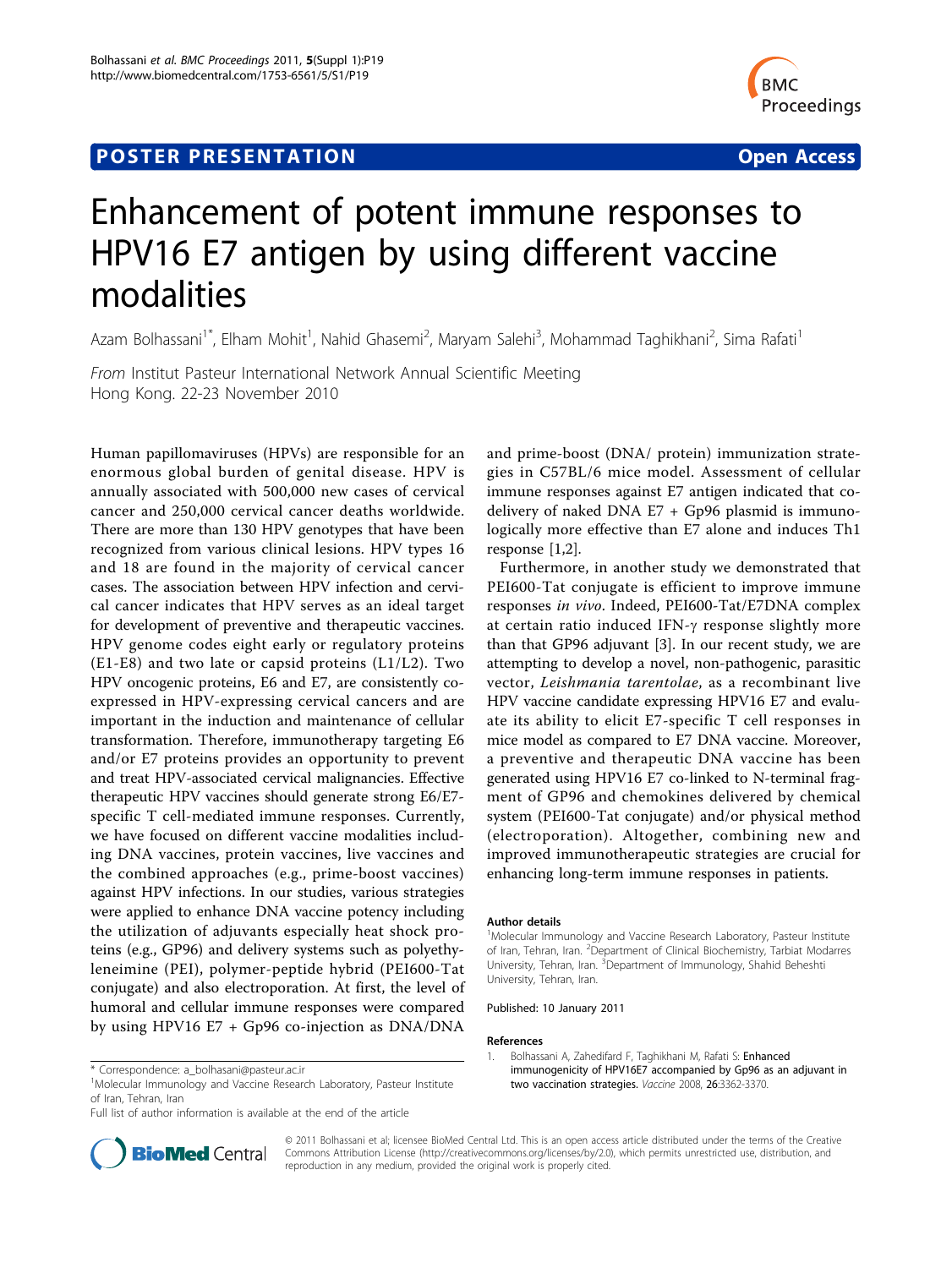POSTER PRESENTATION — Open Access

# Enhancement of potent immune responses to HPV16 E7 antigen by using different vaccine modalities

Azam Bolhassani[1*], Elham Mohit[1], Nahid Ghasemi[2], Maryam Salehi[3], Mohammad Taghikhani[2], Sima Rafati[1]

*From* Institut Pasteur International Network Annual Scientific Meeting
Hong Kong. 22-23 November 2010

Human papillomaviruses (HPVs) are responsible for an enormous global burden of genital disease. HPV is annually associated with 500,000 new cases of cervical cancer and 250,000 cervical cancer deaths worldwide. There are more than 130 HPV genotypes that have been recognized from various clinical lesions. HPV types 16 and 18 are found in the majority of cervical cancer cases. The association between HPV infection and cervical cancer indicates that HPV serves as an ideal target for development of preventive and therapeutic vaccines. HPV genome codes eight early or regulatory proteins (E1-E8) and two late or capsid proteins (L1/L2). Two HPV oncogenic proteins, E6 and E7, are consistently co-expressed in HPV-expressing cervical cancers and are important in the induction and maintenance of cellular transformation. Therefore, immunotherapy targeting E6 and/or E7 proteins provides an opportunity to prevent and treat HPV-associated cervical malignancies. Effective therapeutic HPV vaccines should generate strong E6/E7-specific T cell-mediated immune responses. Currently, we have focused on different vaccine modalities including DNA vaccines, protein vaccines, live vaccines and the combined approaches (e.g., prime-boost vaccines) against HPV infections. In our studies, various strategies were applied to enhance DNA vaccine potency including the utilization of adjuvants especially heat shock proteins (e.g., GP96) and delivery systems such as polyethyleneimine (PEI), polymer-peptide hybrid (PEI600-Tat conjugate) and also electroporation. At first, the level of humoral and cellular immune responses were compared by using HPV16 E7 + Gp96 co-injection as DNA/DNA and prime-boost (DNA/ protein) immunization strategies in C57BL/6 mice model. Assessment of cellular immune responses against E7 antigen indicated that co-delivery of naked DNA E7 + Gp96 plasmid is immunologically more effective than E7 alone and induces Th1 response [1,2].

Furthermore, in another study we demonstrated that PEI600-Tat conjugate is efficient to improve immune responses *in vivo*. Indeed, PEI600-Tat/E7DNA complex at certain ratio induced IFN-γ response slightly more than that GP96 adjuvant [3]. In our recent study, we are attempting to develop a novel, non-pathogenic, parasitic vector, *Leishmania tarentolae*, as a recombinant live HPV vaccine candidate expressing HPV16 E7 and evaluate its ability to elicit E7-specific T cell responses in mice model as compared to E7 DNA vaccine. Moreover, a preventive and therapeutic DNA vaccine has been generated using HPV16 E7 co-linked to N-terminal fragment of GP96 and chemokines delivered by chemical system (PEI600-Tat conjugate) and/or physical method (electroporation). Altogether, combining new and improved immunotherapeutic strategies are crucial for enhancing long-term immune responses in patients.

### Author details

[1]Molecular Immunology and Vaccine Research Laboratory, Pasteur Institute of Iran, Tehran, Iran. [2]Department of Clinical Biochemistry, Tarbiat Modarres University, Tehran, Iran. [3]Department of Immunology, Shahid Beheshti University, Tehran, Iran.

Published: 10 January 2011

### References

1. Bolhassani A, Zahedifard F, Taghikhani M, Rafati S: **Enhanced immunogenicity of HPV16E7 accompanied by Gp96 as an adjuvant in two vaccination strategies.** *Vaccine* 2008, **26**:3362-3370.

\* Correspondence: a_bolhasani@pasteur.ac.ir
[1]Molecular Immunology and Vaccine Research Laboratory, Pasteur Institute of Iran, Tehran, Iran
Full list of author information is available at the end of the article

© 2011 Bolhassani et al; licensee BioMed Central Ltd. This is an open access article distributed under the terms of the Creative Commons Attribution License (http://creativecommons.org/licenses/by/2.0), which permits unrestricted use, distribution, and reproduction in any medium, provided the original work is properly cited.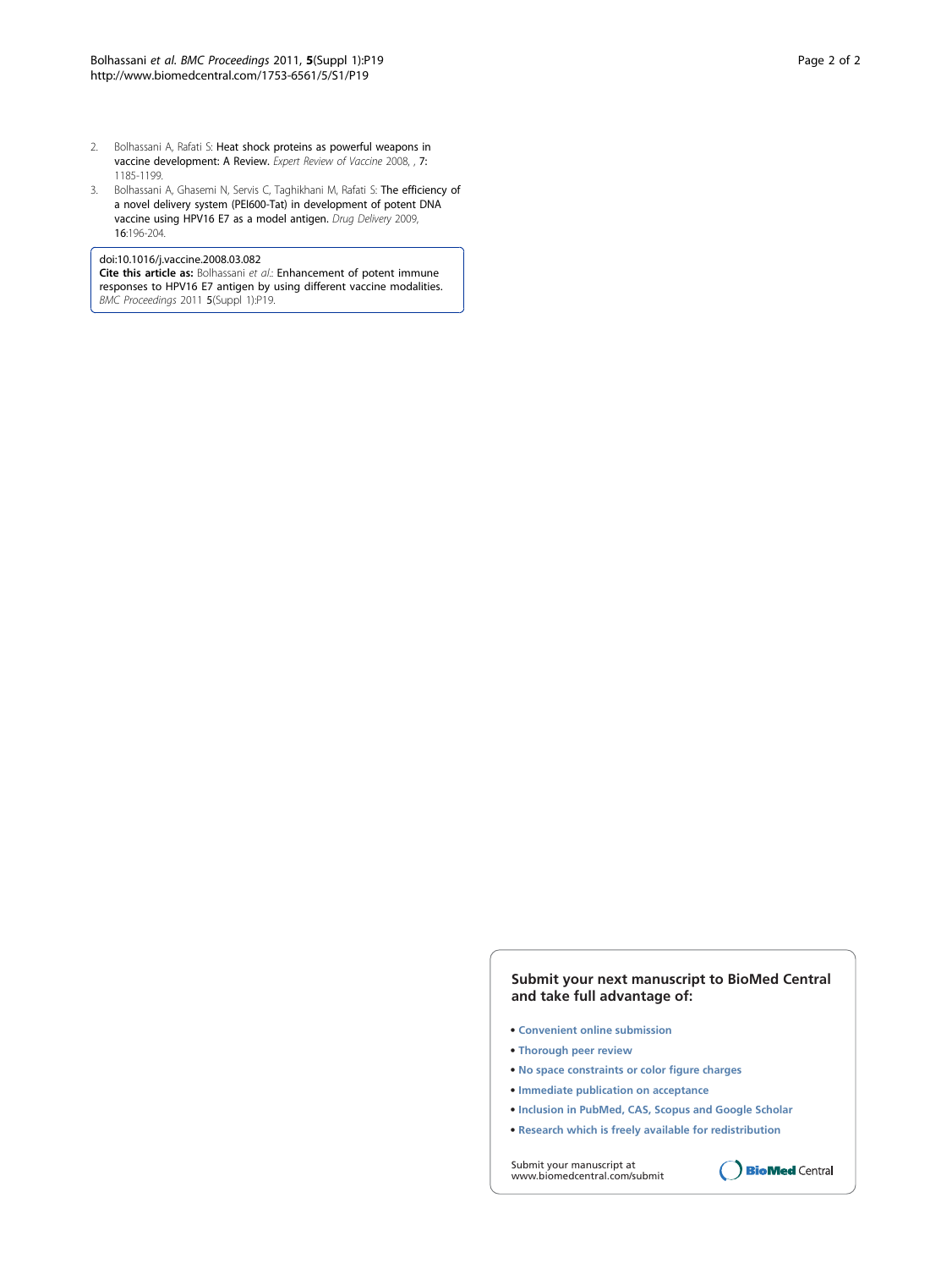2. Bolhassani A, Rafati S: **Heat shock proteins as powerful weapons in vaccine development: A Review.** *Expert Review of Vaccine* 2008, , **7**: 1185-1199.
3. Bolhassani A, Ghasemi N, Servis C, Taghikhani M, Rafati S: **The efficiency of a novel delivery system (PEI600-Tat) in development of potent DNA vaccine using HPV16 E7 as a model antigen.** *Drug Delivery* 2009, **16**:196-204.

doi:10.1016/j.vaccine.2008.03.082
**Cite this article as:** Bolhassani *et al.*: Enhancement of potent immune responses to HPV16 E7 antigen by using different vaccine modalities. *BMC Proceedings* 2011 **5**(Suppl 1):P19.

**Submit your next manuscript to BioMed Central and take full advantage of:**

- **Convenient online submission**
- **Thorough peer review**
- **No space constraints or color figure charges**
- **Immediate publication on acceptance**
- **Inclusion in PubMed, CAS, Scopus and Google Scholar**
- **Research which is freely available for redistribution**

Submit your manuscript at
www.biomedcentral.com/submit

BioMed Central